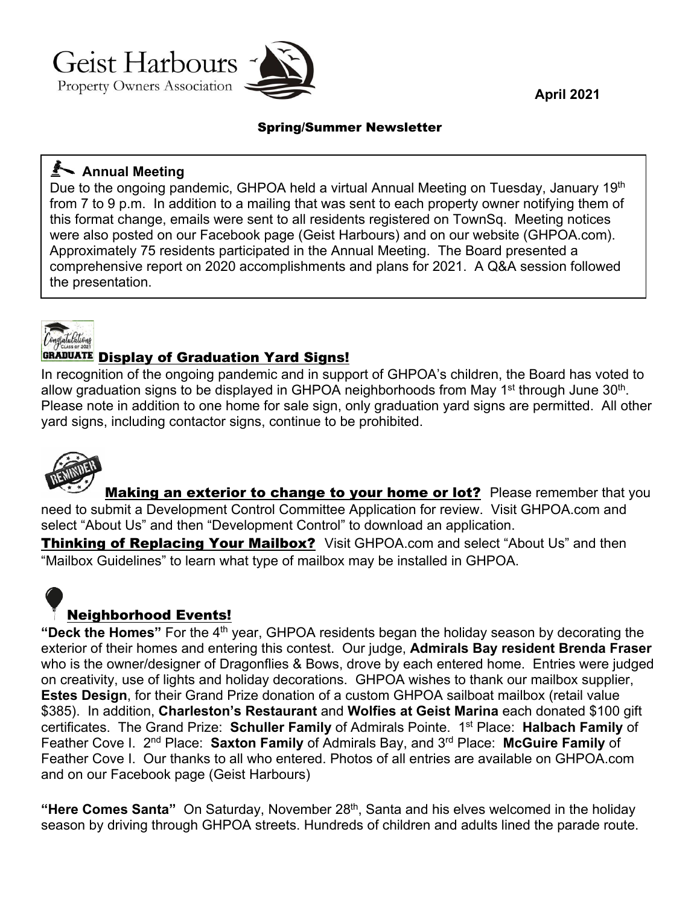Geist Harbours
Property Owners Association

**April 2021**

## Spring/Summer Newsletter

### Annual Meeting

Due to the ongoing pandemic, GHPOA held a virtual Annual Meeting on Tuesday, January 19th from 7 to 9 p.m. In addition to a mailing that was sent to each property owner notifying them of this format change, emails were sent to all residents registered on TownSq. Meeting notices were also posted on our Facebook page (Geist Harbours) and on our website (GHPOA.com). Approximately 75 residents participated in the Annual Meeting. The Board presented a comprehensive report on 2020 accomplishments and plans for 2021. A Q&A session followed the presentation.

### Display of Graduation Yard Signs!

In recognition of the ongoing pandemic and in support of GHPOA's children, the Board has voted to allow graduation signs to be displayed in GHPOA neighborhoods from May 1st through June 30th. Please note in addition to one home for sale sign, only graduation yard signs are permitted. All other yard signs, including contactor signs, continue to be prohibited.

**Making an exterior to change to your home or lot?** Please remember that you need to submit a Development Control Committee Application for review. Visit GHPOA.com and select "About Us" and then "Development Control" to download an application.

**Thinking of Replacing Your Mailbox?** Visit GHPOA.com and select "About Us" and then "Mailbox Guidelines" to learn what type of mailbox may be installed in GHPOA.

### Neighborhood Events!

**"Deck the Homes"** For the 4th year, GHPOA residents began the holiday season by decorating the exterior of their homes and entering this contest. Our judge, **Admirals Bay resident Brenda Fraser** who is the owner/designer of Dragonflies & Bows, drove by each entered home. Entries were judged on creativity, use of lights and holiday decorations. GHPOA wishes to thank our mailbox supplier, **Estes Design**, for their Grand Prize donation of a custom GHPOA sailboat mailbox (retail value $385). In addition, **Charleston's Restaurant** and **Wolfies at Geist Marina** each donated $100 gift certificates. The Grand Prize: **Schuller Family** of Admirals Pointe. 1st Place: **Halbach Family** of Feather Cove I. 2nd Place: **Saxton Family** of Admirals Bay, and 3rd Place: **McGuire Family** of Feather Cove I. Our thanks to all who entered. Photos of all entries are available on GHPOA.com and on our Facebook page (Geist Harbours)

**"Here Comes Santa"** On Saturday, November 28th, Santa and his elves welcomed in the holiday season by driving through GHPOA streets. Hundreds of children and adults lined the parade route.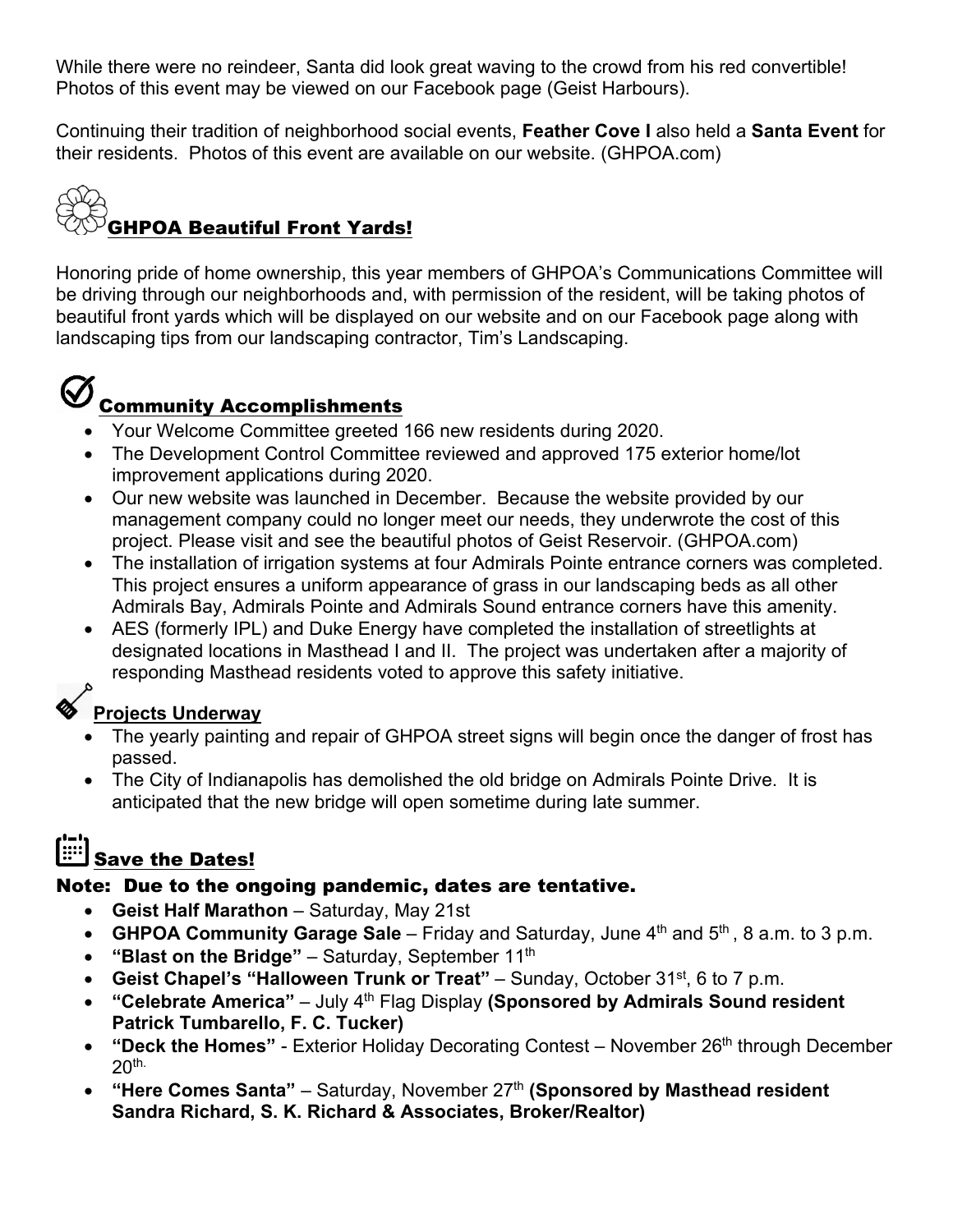While there were no reindeer, Santa did look great waving to the crowd from his red convertible! Photos of this event may be viewed on our Facebook page (Geist Harbours).

Continuing their tradition of neighborhood social events, **Feather Cove I** also held a **Santa Event** for their residents. Photos of this event are available on our website. (GHPOA.com)

## GHPOA Beautiful Front Yards!

Honoring pride of home ownership, this year members of GHPOA's Communications Committee will be driving through our neighborhoods and, with permission of the resident, will be taking photos of beautiful front yards which will be displayed on our website and on our Facebook page along with landscaping tips from our landscaping contractor, Tim's Landscaping.

## Community Accomplishments

- Your Welcome Committee greeted 166 new residents during 2020.
- The Development Control Committee reviewed and approved 175 exterior home/lot improvement applications during 2020.
- Our new website was launched in December. Because the website provided by our management company could no longer meet our needs, they underwrote the cost of this project. Please visit and see the beautiful photos of Geist Reservoir. (GHPOA.com)
- The installation of irrigation systems at four Admirals Pointe entrance corners was completed. This project ensures a uniform appearance of grass in our landscaping beds as all other Admirals Bay, Admirals Pointe and Admirals Sound entrance corners have this amenity.
- AES (formerly IPL) and Duke Energy have completed the installation of streetlights at designated locations in Masthead I and II. The project was undertaken after a majority of responding Masthead residents voted to approve this safety initiative.

## Projects Underway

- The yearly painting and repair of GHPOA street signs will begin once the danger of frost has passed.
- The City of Indianapolis has demolished the old bridge on Admirals Pointe Drive. It is anticipated that the new bridge will open sometime during late summer.

## Save the Dates!

### Note: Due to the ongoing pandemic, dates are tentative.

- **Geist Half Marathon** – Saturday, May 21st
- **GHPOA Community Garage Sale** – Friday and Saturday, June 4th and 5th , 8 a.m. to 3 p.m.
- **"Blast on the Bridge"** – Saturday, September 11th
- **Geist Chapel's "Halloween Trunk or Treat"** – Sunday, October 31st, 6 to 7 p.m.
- **"Celebrate America"** – July 4th Flag Display **(Sponsored by Admirals Sound resident Patrick Tumbarello, F. C. Tucker)**
- **"Deck the Homes"** - Exterior Holiday Decorating Contest – November 26th through December 20th.
- **"Here Comes Santa"** – Saturday, November 27th **(Sponsored by Masthead resident Sandra Richard, S. K. Richard & Associates, Broker/Realtor)**